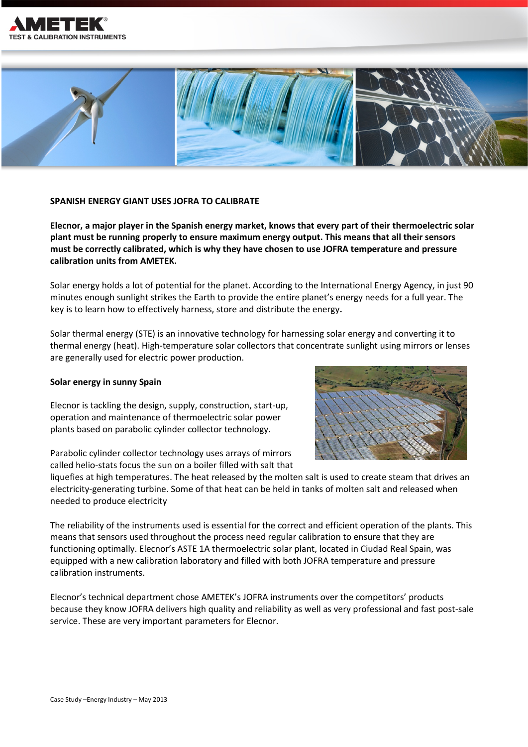## SPANISH ENERGY GIANT USES JOFRA TO CALIBRATE

**Elecnor, a major player in the Spanish energy market, knows that every part of their thermoelectric solar plant must be running properly to ensure maximum energy output. This means that all their sensors must be correctly calibrated, which is why they have chosen to use JOFRA temperature and pressure calibration units from AMETEK.**

Solar energy holds a lot of potential for the planet. According to the International Energy Agency, in just 90 minutes enough sunlight strikes the Earth to provide the entire planet's energy needs for a full year. The key is to learn how to effectively harness, store and distribute the energy**.**

Solar thermal energy (STE) is an innovative technology for harnessing solar energy and converting it to thermal energy (heat). High-temperature solar collectors that concentrate sunlight using mirrors or lenses are generally used for electric power production.

### Solar energy in sunny Spain

Elecnor is tackling the design, supply, construction, start-up, operation and maintenance of thermoelectric solar power plants based on parabolic cylinder collector technology.

Parabolic cylinder collector technology uses arrays of mirrors called helio-stats focus the sun on a boiler filled with salt that liquefies at high temperatures. The heat released by the molten salt is used to create steam that drives an electricity-generating turbine. Some of that heat can be held in tanks of molten salt and released when needed to produce electricity

The reliability of the instruments used is essential for the correct and efficient operation of the plants. This means that sensors used throughout the process need regular calibration to ensure that they are functioning optimally. Elecnor's ASTE 1A thermoelectric solar plant, located in Ciudad Real Spain, was equipped with a new calibration laboratory and filled with both JOFRA temperature and pressure calibration instruments.

Elecnor's technical department chose AMETEK's JOFRA instruments over the competitors' products because they know JOFRA delivers high quality and reliability as well as very professional and fast post-sale service. These are very important parameters for Elecnor.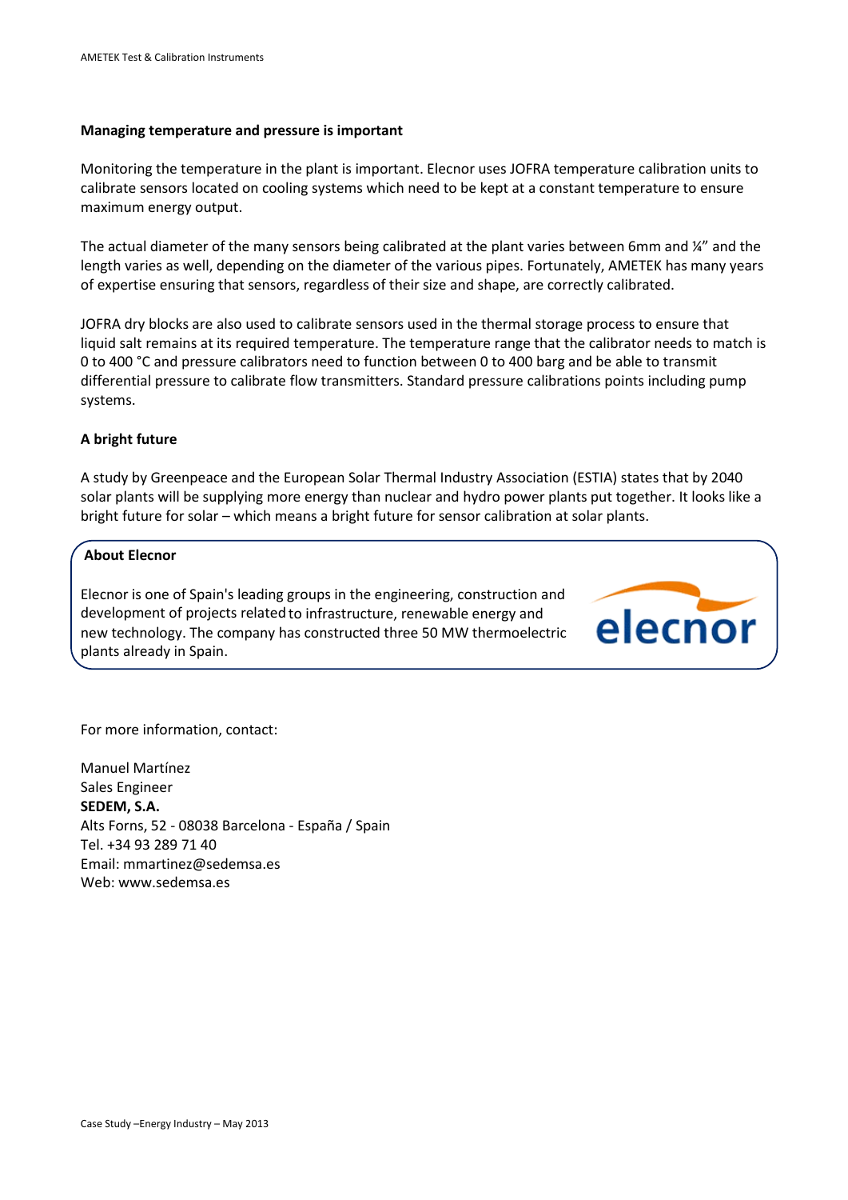**Managing temperature and pressure is important**

Monitoring the temperature in the plant is important. Elecnor uses JOFRA temperature calibration units to calibrate sensors located on cooling systems which need to be kept at a constant temperature to ensure maximum energy output.

The actual diameter of the many sensors being calibrated at the plant varies between 6mm and ¼" and the length varies as well, depending on the diameter of the various pipes. Fortunately, AMETEK has many years of expertise ensuring that sensors, regardless of their size and shape, are correctly calibrated.

JOFRA dry blocks are also used to calibrate sensors used in the thermal storage process to ensure that liquid salt remains at its required temperature. The temperature range that the calibrator needs to match is 0 to 400 °C and pressure calibrators need to function between 0 to 400 barg and be able to transmit differential pressure to calibrate flow transmitters. Standard pressure calibrations points including pump systems.

**A bright future**

A study by Greenpeace and the European Solar Thermal Industry Association (ESTIA) states that by 2040 solar plants will be supplying more energy than nuclear and hydro power plants put together. It looks like a bright future for solar – which means a bright future for sensor calibration at solar plants.

**About Elecnor**

Elecnor is one of Spain's leading groups in the engineering, construction and development of projects related to infrastructure, renewable energy and new technology. The company has constructed three 50 MW thermoelectric plants already in Spain.

elecnor

For more information, contact:

Manuel Martínez
Sales Engineer
**SEDEM, S.A.**
Alts Forns, 52 - 08038 Barcelona - España / Spain
Tel. +34 93 289 71 40
Email: mmartinez@sedemsa.es
Web: www.sedemsa.es